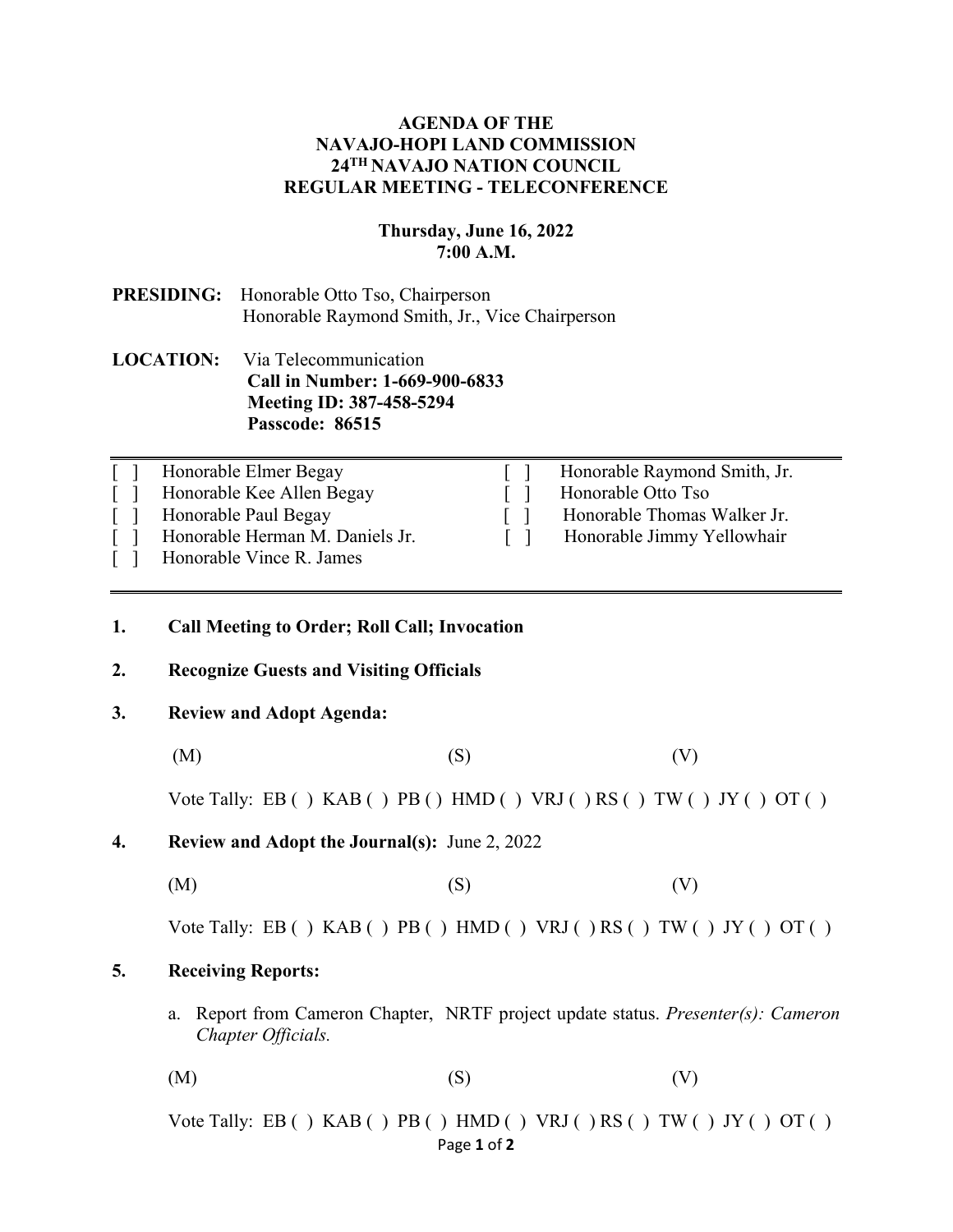**AGENDA OF THE**
**NAVAJO-HOPI LAND COMMISSION**
**24TH NAVAJO NATION COUNCIL**
**REGULAR MEETING - TELECONFERENCE**

**Thursday, June 16, 2022**
**7:00 A.M.**

**PRESIDING:** Honorable Otto Tso, Chairperson
Honorable Raymond Smith, Jr., Vice Chairperson

**LOCATION:** Via Telecommunication
**Call in Number: 1-669-900-6833**
**Meeting ID: 387-458-5294**
**Passcode: 86515**

---

[ ] Honorable Elmer Begay
[ ] Honorable Kee Allen Begay
[ ] Honorable Paul Begay
[ ] Honorable Herman M. Daniels Jr.
[ ] Honorable Vince R. James
[ ] Honorable Raymond Smith, Jr.
[ ] Honorable Otto Tso
[ ] Honorable Thomas Walker Jr.
[ ] Honorable Jimmy Yellowhair

---

**1. Call Meeting to Order; Roll Call; Invocation**

**2. Recognize Guests and Visiting Officials**

**3. Review and Adopt Agenda:**

(M) (S) (V)

Vote Tally: EB ( ) KAB ( ) PB ( ) HMD ( ) VRJ ( ) RS ( ) TW ( ) JY ( ) OT ( )

**4. Review and Adopt the Journal(s):** June 2, 2022

(M) (S) (V)

Vote Tally: EB ( ) KAB ( ) PB ( ) HMD ( ) VRJ ( ) RS ( ) TW ( ) JY ( ) OT ( )

**5. Receiving Reports:**

a. Report from Cameron Chapter, NRTF project update status. *Presenter(s): Cameron Chapter Officials.*

(M) (S) (V)

Vote Tally: EB ( ) KAB ( ) PB ( ) HMD ( ) VRJ ( ) RS ( ) TW ( ) JY ( ) OT ( )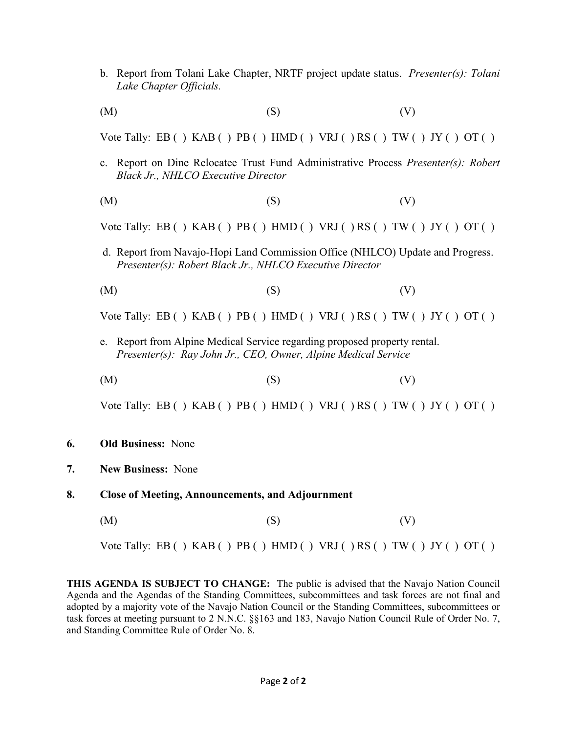b. Report from Tolani Lake Chapter, NRTF project update status. *Presenter(s): Tolani Lake Chapter Officials.*

(M) (S) (V)

Vote Tally: EB ( ) KAB ( ) PB ( ) HMD ( ) VRJ ( ) RS ( ) TW ( ) JY ( ) OT ( )

c. Report on Dine Relocatee Trust Fund Administrative Process *Presenter(s): Robert Black Jr., NHLCO Executive Director*

(M) (S) (V)

Vote Tally: EB ( ) KAB ( ) PB ( ) HMD ( ) VRJ ( ) RS ( ) TW ( ) JY ( ) OT ( )

d. Report from Navajo-Hopi Land Commission Office (NHLCO) Update and Progress. *Presenter(s): Robert Black Jr., NHLCO Executive Director*

(M) (S) (V)

Vote Tally: EB ( ) KAB ( ) PB ( ) HMD ( ) VRJ ( ) RS ( ) TW ( ) JY ( ) OT ( )

e. Report from Alpine Medical Service regarding proposed property rental. *Presenter(s): Ray John Jr., CEO, Owner, Alpine Medical Service*

(M) (S) (V)

Vote Tally: EB ( ) KAB ( ) PB ( ) HMD ( ) VRJ ( ) RS ( ) TW ( ) JY ( ) OT ( )

**6. Old Business:** None

**7. New Business:** None

**8. Close of Meeting, Announcements, and Adjournment**

(M) (S) (V)

Vote Tally: EB ( ) KAB ( ) PB ( ) HMD ( ) VRJ ( ) RS ( ) TW ( ) JY ( ) OT ( )

**THIS AGENDA IS SUBJECT TO CHANGE:** The public is advised that the Navajo Nation Council Agenda and the Agendas of the Standing Committees, subcommittees and task forces are not final and adopted by a majority vote of the Navajo Nation Council or the Standing Committees, subcommittees or task forces at meeting pursuant to 2 N.N.C. §§163 and 183, Navajo Nation Council Rule of Order No. 7, and Standing Committee Rule of Order No. 8.